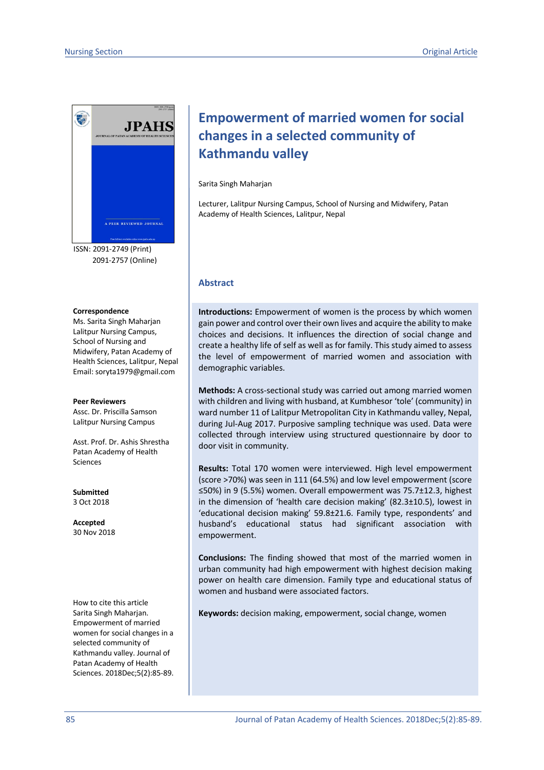Nursing Section | Original Article

ISSN: 2091-2749 (Print)
2091-2757 (Online)

**Correspondence**
Ms. Sarita Singh Maharjan
Lalitpur Nursing Campus, School of Nursing and Midwifery, Patan Academy of Health Sciences, Lalitpur, Nepal
Email: soryta1979@gmail.com

**Peer Reviewers**
Assc. Dr. Priscilla Samson
Lalitpur Nursing Campus

Asst. Prof. Dr. Ashis Shrestha
Patan Academy of Health Sciences

**Submitted**
3 Oct 2018

**Accepted**
30 Nov 2018

How to cite this article
Sarita Singh Maharjan. Empowerment of married women for social changes in a selected community of Kathmandu valley. Journal of Patan Academy of Health Sciences. 2018Dec;5(2):85-89.

# Empowerment of married women for social changes in a selected community of Kathmandu valley

Sarita Singh Maharjan

Lecturer, Lalitpur Nursing Campus, School of Nursing and Midwifery, Patan Academy of Health Sciences, Lalitpur, Nepal

## Abstract

**Introductions:** Empowerment of women is the process by which women gain power and control over their own lives and acquire the ability to make choices and decisions. It influences the direction of social change and create a healthy life of self as well as for family. This study aimed to assess the level of empowerment of married women and association with demographic variables.

**Methods:** A cross-sectional study was carried out among married women with children and living with husband, at Kumbhesor 'tole' (community) in ward number 11 of Lalitpur Metropolitan City in Kathmandu valley, Nepal, during Jul-Aug 2017. Purposive sampling technique was used. Data were collected through interview using structured questionnaire by door to door visit in community.

**Results:** Total 170 women were interviewed. High level empowerment (score >70%) was seen in 111 (64.5%) and low level empowerment (score ≤50%) in 9 (5.5%) women. Overall empowerment was 75.7±12.3, highest in the dimension of 'health care decision making' (82.3±10.5), lowest in 'educational decision making' 59.8±21.6. Family type, respondents' and husband's educational status had significant association with empowerment.

**Conclusions:** The finding showed that most of the married women in urban community had high empowerment with highest decision making power on health care dimension. Family type and educational status of women and husband were associated factors.

**Keywords:** decision making, empowerment, social change, women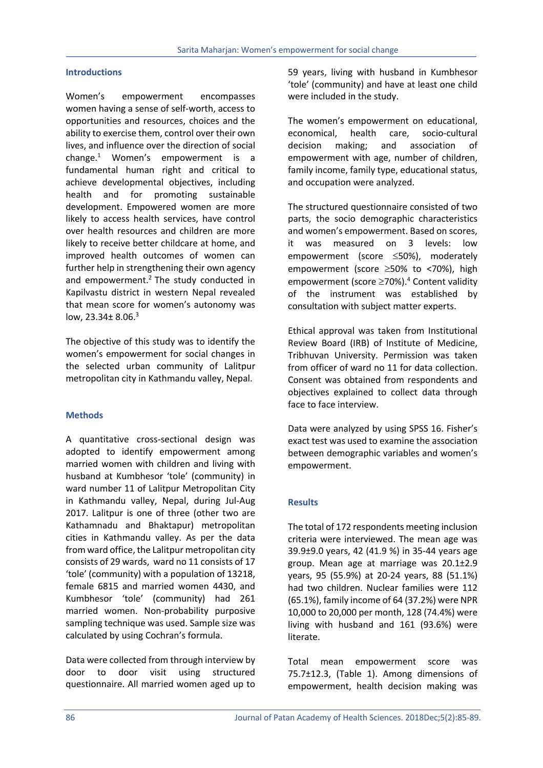## Introductions

Women's empowerment encompasses women having a sense of self-worth, access to opportunities and resources, choices and the ability to exercise them, control over their own lives, and influence over the direction of social change.[1] Women's empowerment is a fundamental human right and critical to achieve developmental objectives, including health and for promoting sustainable development. Empowered women are more likely to access health services, have control over health resources and children are more likely to receive better childcare at home, and improved health outcomes of women can further help in strengthening their own agency and empowerment.[2] The study conducted in Kapilvastu district in western Nepal revealed that mean score for women's autonomy was low, 23.34± 8.06.[3]

The objective of this study was to identify the women's empowerment for social changes in the selected urban community of Lalitpur metropolitan city in Kathmandu valley, Nepal.

## Methods

A quantitative cross-sectional design was adopted to identify empowerment among married women with children and living with husband at Kumbhesor 'tole' (community) in ward number 11 of Lalitpur Metropolitan City in Kathmandu valley, Nepal, during Jul-Aug 2017. Lalitpur is one of three (other two are Kathamnadu and Bhaktapur) metropolitan cities in Kathmandu valley. As per the data from ward office, the Lalitpur metropolitan city consists of 29 wards, ward no 11 consists of 17 'tole' (community) with a population of 13218, female 6815 and married women 4430, and Kumbhesor 'tole' (community) had 261 married women. Non-probability purposive sampling technique was used. Sample size was calculated by using Cochran's formula.

Data were collected from through interview by door to door visit using structured questionnaire. All married women aged up to 59 years, living with husband in Kumbhesor 'tole' (community) and have at least one child were included in the study.

The women's empowerment on educational, economical, health care, socio-cultural decision making; and association of empowerment with age, number of children, family income, family type, educational status, and occupation were analyzed.

The structured questionnaire consisted of two parts, the socio demographic characteristics and women's empowerment. Based on scores, it was measured on 3 levels: low empowerment (score ≤50%), moderately empowerment (score ≥50% to <70%), high empowerment (score ≥70%).[4] Content validity of the instrument was established by consultation with subject matter experts.

Ethical approval was taken from Institutional Review Board (IRB) of Institute of Medicine, Tribhuvan University. Permission was taken from officer of ward no 11 for data collection. Consent was obtained from respondents and objectives explained to collect data through face to face interview.

Data were analyzed by using SPSS 16. Fisher's exact test was used to examine the association between demographic variables and women's empowerment.

## Results

The total of 172 respondents meeting inclusion criteria were interviewed. The mean age was 39.9±9.0 years, 42 (41.9 %) in 35-44 years age group. Mean age at marriage was 20.1±2.9 years, 95 (55.9%) at 20-24 years, 88 (51.1%) had two children. Nuclear families were 112 (65.1%), family income of 64 (37.2%) were NPR 10,000 to 20,000 per month, 128 (74.4%) were living with husband and 161 (93.6%) were literate.

Total mean empowerment score was 75.7±12.3, (Table 1). Among dimensions of empowerment, health decision making was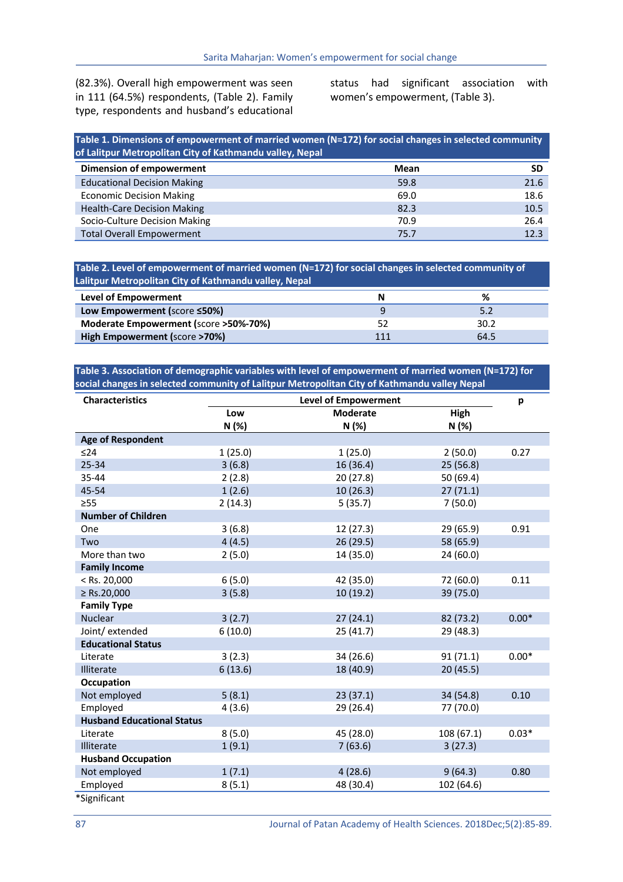(82.3%). Overall high empowerment was seen in 111 (64.5%) respondents, (Table 2). Family type, respondents and husband's educational status had significant association with women's empowerment, (Table 3).

**Table 1. Dimensions of empowerment of married women (N=172) for social changes in selected community of Lalitpur Metropolitan City of Kathmandu valley, Nepal**

| Dimension of empowerment | Mean | SD |
|---|---|---|
| Educational Decision Making | 59.8 | 21.6 |
| Economic Decision Making | 69.0 | 18.6 |
| Health-Care Decision Making | 82.3 | 10.5 |
| Socio-Culture Decision Making | 70.9 | 26.4 |
| Total Overall Empowerment | 75.7 | 12.3 |

**Table 2. Level of empowerment of married women (N=172) for social changes in selected community of Lalitpur Metropolitan City of Kathmandu valley, Nepal**

| Level of Empowerment | N | % |
|---|---|---|
| **Low Empowerment** (score ≤50%) | 9 | 5.2 |
| **Moderate Empowerment** (score >50%-70%) | 52 | 30.2 |
| **High Empowerment** (score >70%) | 111 | 64.5 |

**Table 3. Association of demographic variables with level of empowerment of married women (N=172) for social changes in selected community of Lalitpur Metropolitan City of Kathmandu valley Nepal**

| Characteristics | Level of Empowerment | | | p |
|---|---|---|---|---|
| | Low N (%) | Moderate N (%) | High N (%) | |
| **Age of Respondent** | | | | |
| ≤24 | 1 (25.0) | 1 (25.0) | 2 (50.0) | 0.27 |
| 25-34 | 3 (6.8) | 16 (36.4) | 25 (56.8) | |
| 35-44 | 2 (2.8) | 20 (27.8) | 50 (69.4) | |
| 45-54 | 1 (2.6) | 10 (26.3) | 27 (71.1) | |
| ≥55 | 2 (14.3) | 5 (35.7) | 7 (50.0) | |
| **Number of Children** | | | | |
| One | 3 (6.8) | 12 (27.3) | 29 (65.9) | 0.91 |
| Two | 4 (4.5) | 26 (29.5) | 58 (65.9) | |
| More than two | 2 (5.0) | 14 (35.0) | 24 (60.0) | |
| **Family Income** | | | | |
| < Rs. 20,000 | 6 (5.0) | 42 (35.0) | 72 (60.0) | 0.11 |
| ≥ Rs.20,000 | 3 (5.8) | 10 (19.2) | 39 (75.0) | |
| **Family Type** | | | | |
| Nuclear | 3 (2.7) | 27 (24.1) | 82 (73.2) | 0.00* |
| Joint/ extended | 6 (10.0) | 25 (41.7) | 29 (48.3) | |
| **Educational Status** | | | | |
| Literate | 3 (2.3) | 34 (26.6) | 91 (71.1) | 0.00* |
| Illiterate | 6 (13.6) | 18 (40.9) | 20 (45.5) | |
| **Occupation** | | | | |
| Not employed | 5 (8.1) | 23 (37.1) | 34 (54.8) | 0.10 |
| Employed | 4 (3.6) | 29 (26.4) | 77 (70.0) | |
| **Husband Educational Status** | | | | |
| Literate | 8 (5.0) | 45 (28.0) | 108 (67.1) | 0.03* |
| Illiterate | 1 (9.1) | 7 (63.6) | 3 (27.3) | |
| **Husband Occupation** | | | | |
| Not employed | 1 (7.1) | 4 (28.6) | 9 (64.3) | 0.80 |
| Employed | 8 (5.1) | 48 (30.4) | 102 (64.6) | |

*Significant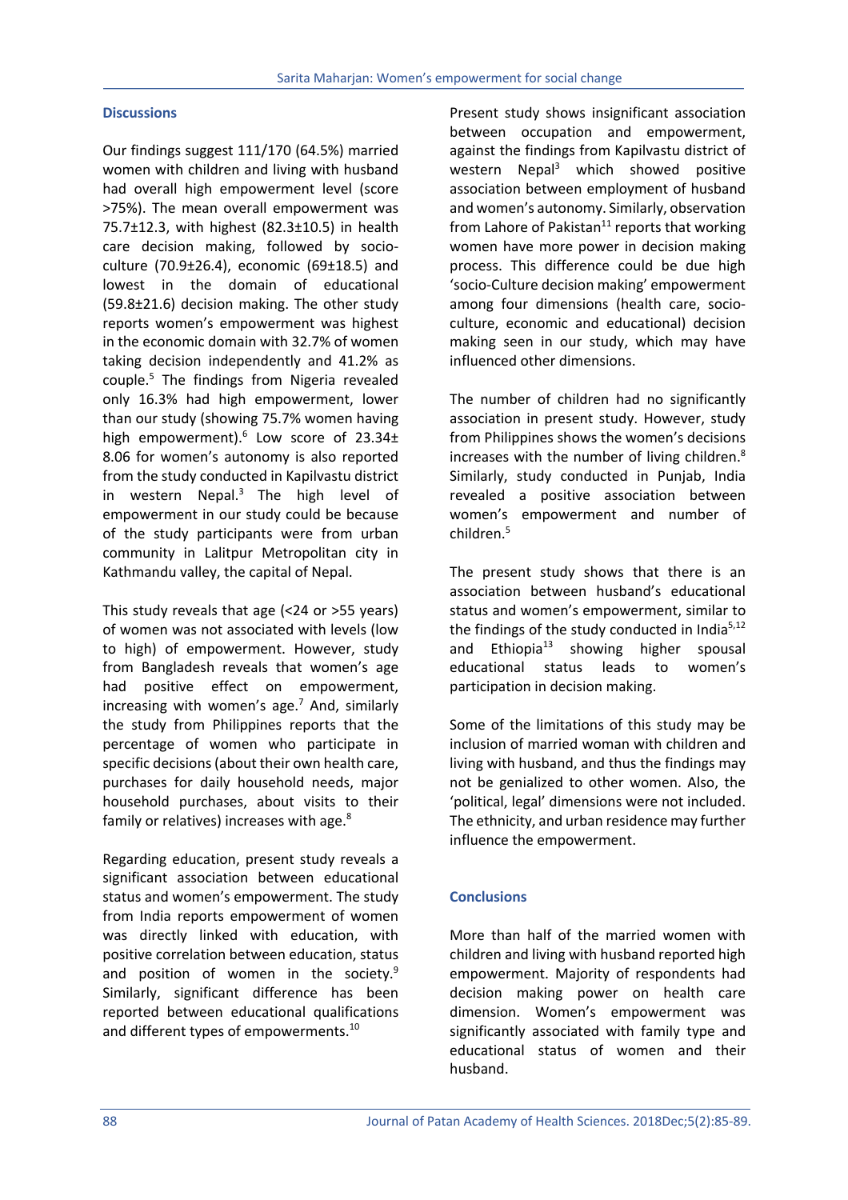## Discussions

Our findings suggest 111/170 (64.5%) married women with children and living with husband had overall high empowerment level (score >75%). The mean overall empowerment was 75.7±12.3, with highest (82.3±10.5) in health care decision making, followed by socio-culture (70.9±26.4), economic (69±18.5) and lowest in the domain of educational (59.8±21.6) decision making. The other study reports women's empowerment was highest in the economic domain with 32.7% of women taking decision independently and 41.2% as couple.[5] The findings from Nigeria revealed only 16.3% had high empowerment, lower than our study (showing 75.7% women having high empowerment).[6] Low score of 23.34± 8.06 for women's autonomy is also reported from the study conducted in Kapilvastu district in western Nepal.[3] The high level of empowerment in our study could be because of the study participants were from urban community in Lalitpur Metropolitan city in Kathmandu valley, the capital of Nepal.

This study reveals that age (<24 or >55 years) of women was not associated with levels (low to high) of empowerment. However, study from Bangladesh reveals that women's age had positive effect on empowerment, increasing with women's age.[7] And, similarly the study from Philippines reports that the percentage of women who participate in specific decisions (about their own health care, purchases for daily household needs, major household purchases, about visits to their family or relatives) increases with age.[8]

Regarding education, present study reveals a significant association between educational status and women's empowerment. The study from India reports empowerment of women was directly linked with education, with positive correlation between education, status and position of women in the society.[9] Similarly, significant difference has been reported between educational qualifications and different types of empowerments.[10]

Present study shows insignificant association between occupation and empowerment, against the findings from Kapilvastu district of western Nepal[3] which showed positive association between employment of husband and women's autonomy. Similarly, observation from Lahore of Pakistan[11] reports that working women have more power in decision making process. This difference could be due high 'socio-Culture decision making' empowerment among four dimensions (health care, socio-culture, economic and educational) decision making seen in our study, which may have influenced other dimensions.

The number of children had no significantly association in present study. However, study from Philippines shows the women's decisions increases with the number of living children.[8] Similarly, study conducted in Punjab, India revealed a positive association between women's empowerment and number of children.[5]

The present study shows that there is an association between husband's educational status and women's empowerment, similar to the findings of the study conducted in India[5,12] and Ethiopia[13] showing higher spousal educational status leads to women's participation in decision making.

Some of the limitations of this study may be inclusion of married woman with children and living with husband, and thus the findings may not be genialized to other women. Also, the 'political, legal' dimensions were not included. The ethnicity, and urban residence may further influence the empowerment.

## Conclusions

More than half of the married women with children and living with husband reported high empowerment. Majority of respondents had decision making power on health care dimension. Women's empowerment was significantly associated with family type and educational status of women and their husband.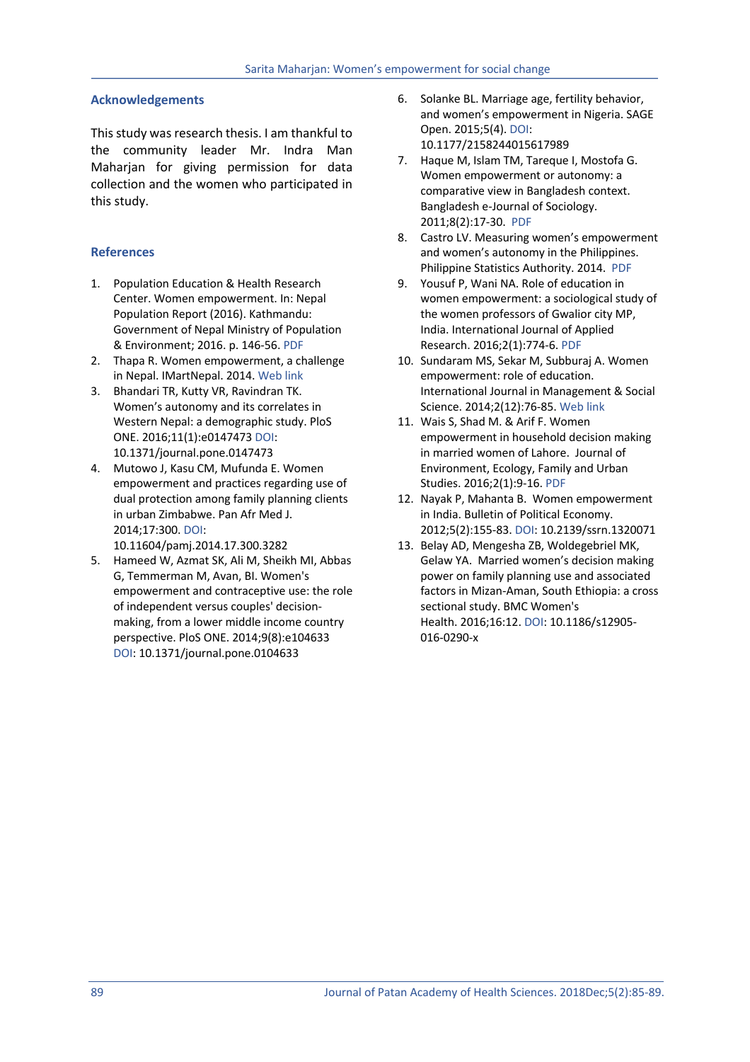## Acknowledgements

This study was research thesis. I am thankful to the community leader Mr. Indra Man Maharjan for giving permission for data collection and the women who participated in this study.

## References

1. Population Education & Health Research Center. Women empowerment. In: Nepal Population Report (2016). Kathmandu: Government of Nepal Ministry of Population & Environment; 2016. p. 146-56. PDF
2. Thapa R. Women empowerment, a challenge in Nepal. IMartNepal. 2014. Web link
3. Bhandari TR, Kutty VR, Ravindran TK. Women's autonomy and its correlates in Western Nepal: a demographic study. PloS ONE. 2016;11(1):e0147473 DOI: 10.1371/journal.pone.0147473
4. Mutowo J, Kasu CM, Mufunda E. Women empowerment and practices regarding use of dual protection among family planning clients in urban Zimbabwe. Pan Afr Med J. 2014;17:300. DOI: 10.11604/pamj.2014.17.300.3282
5. Hameed W, Azmat SK, Ali M, Sheikh MI, Abbas G, Temmerman M, Avan, BI. Women's empowerment and contraceptive use: the role of independent versus couples' decision-making, from a lower middle income country perspective. PloS ONE. 2014;9(8):e104633 DOI: 10.1371/journal.pone.0104633
6. Solanke BL. Marriage age, fertility behavior, and women's empowerment in Nigeria. SAGE Open. 2015;5(4). DOI: 10.1177/2158244015617989
7. Haque M, Islam TM, Tareque I, Mostofa G. Women empowerment or autonomy: a comparative view in Bangladesh context. Bangladesh e-Journal of Sociology. 2011;8(2):17-30. PDF
8. Castro LV. Measuring women's empowerment and women's autonomy in the Philippines. Philippine Statistics Authority. 2014. PDF
9. Yousuf P, Wani NA. Role of education in women empowerment: a sociological study of the women professors of Gwalior city MP, India. International Journal of Applied Research. 2016;2(1):774-6. PDF
10. Sundaram MS, Sekar M, Subburaj A. Women empowerment: role of education. International Journal in Management & Social Science. 2014;2(12):76-85. Web link
11. Wais S, Shad M. & Arif F. Women empowerment in household decision making in married women of Lahore. Journal of Environment, Ecology, Family and Urban Studies. 2016;2(1):9-16. PDF
12. Nayak P, Mahanta B. Women empowerment in India. Bulletin of Political Economy. 2012;5(2):155-83. DOI: 10.2139/ssrn.1320071
13. Belay AD, Mengesha ZB, Woldegebriel MK, Gelaw YA. Married women's decision making power on family planning use and associated factors in Mizan-Aman, South Ethiopia: a cross sectional study. BMC Women's Health. 2016;16:12. DOI: 10.1186/s12905-016-0290-x